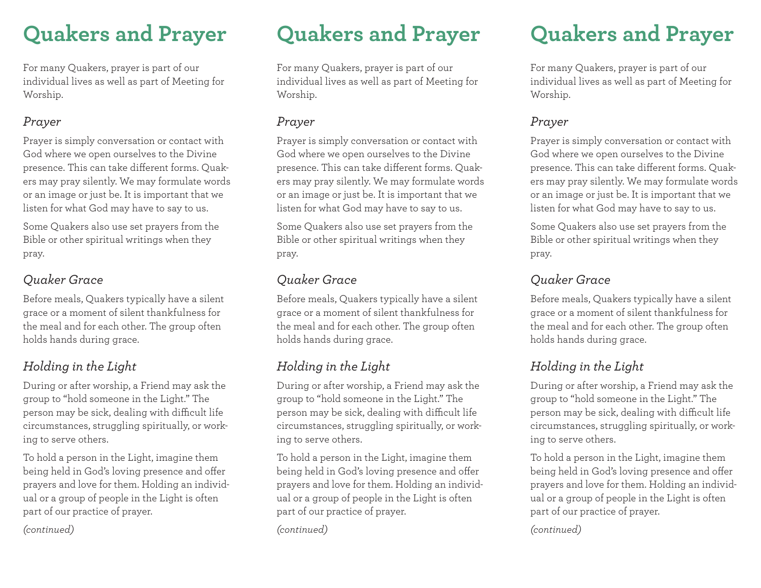# Quakers and Prayer

For many Quakers, prayer is part of our individual lives as well as part of Meeting for Worship.

## *Prayer*

Prayer is simply conversation or contact with God where we open ourselves to the Divine presence. This can take different forms. Quakers may pray silently. We may formulate words or an image or just be. It is important that we listen for what God may have to say to us.

Some Quakers also use set prayers from the Bible or other spiritual writings when they pray.

## *Quaker Grace*

Before meals, Quakers typically have a silent grace or a moment of silent thankfulness for the meal and for each other. The group often holds hands during grace.

## *Holding in the Light*

During or after worship, a Friend may ask the group to "hold someone in the Light." The person may be sick, dealing with difficult life circumstances, struggling spiritually, or working to serve others.

To hold a person in the Light, imagine them being held in God's loving presence and offer prayers and love for them. Holding an individual or a group of people in the Light is often part of our practice of prayer.

*(continued)*

# Quakers and Prayer

For many Quakers, prayer is part of our individual lives as well as part of Meeting for Worship.

## *Prayer*

Prayer is simply conversation or contact with God where we open ourselves to the Divine presence. This can take different forms. Quakers may pray silently. We may formulate words or an image or just be. It is important that we listen for what God may have to say to us.

Some Quakers also use set prayers from the Bible or other spiritual writings when they pray.

## *Quaker Grace*

Before meals, Quakers typically have a silent grace or a moment of silent thankfulness for the meal and for each other. The group often holds hands during grace.

## *Holding in the Light*

During or after worship, a Friend may ask the group to "hold someone in the Light." The person may be sick, dealing with difficult life circumstances, struggling spiritually, or working to serve others.

To hold a person in the Light, imagine them being held in God's loving presence and offer prayers and love for them. Holding an individual or a group of people in the Light is often part of our practice of prayer.

*(continued)*

# Quakers and Prayer

For many Quakers, prayer is part of our individual lives as well as part of Meeting for Worship.

## *Prayer*

Prayer is simply conversation or contact with God where we open ourselves to the Divine presence. This can take different forms. Quakers may pray silently. We may formulate words or an image or just be. It is important that we listen for what God may have to say to us.

Some Quakers also use set prayers from the Bible or other spiritual writings when they pray.

## *Quaker Grace*

Before meals, Quakers typically have a silent grace or a moment of silent thankfulness for the meal and for each other. The group often holds hands during grace.

## *Holding in the Light*

During or after worship, a Friend may ask the group to "hold someone in the Light." The person may be sick, dealing with difficult life circumstances, struggling spiritually, or working to serve others.

To hold a person in the Light, imagine them being held in God's loving presence and offer prayers and love for them. Holding an individual or a group of people in the Light is often part of our practice of prayer.

*(continued)*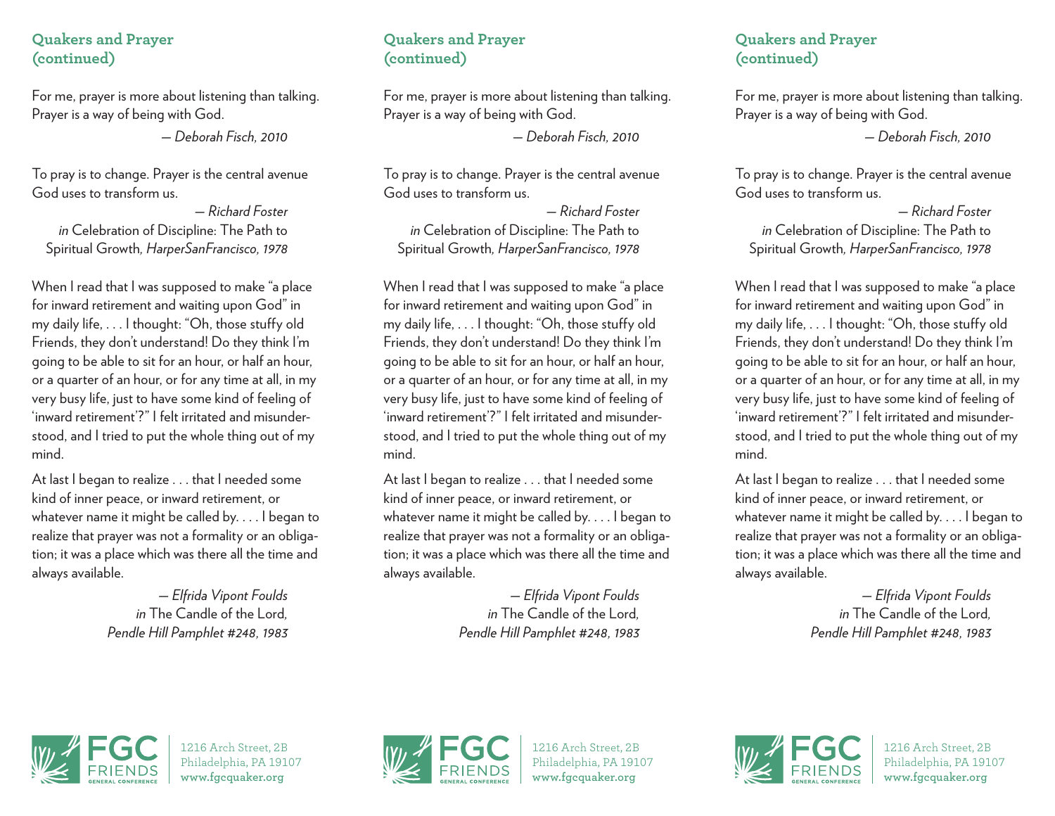## Quakers and Prayer (continued)

For me, prayer is more about listening than talking. Prayer is a way of being with God.

*— Deborah Fisch, 2010*

To pray is to change. Prayer is the central avenue God uses to transform us.

*— Richard Foster*
*in* Celebration of Discipline: The Path to Spiritual Growth*, HarperSanFrancisco, 1978*

When I read that I was supposed to make "a place for inward retirement and waiting upon God" in my daily life, . . . I thought: "Oh, those stuffy old Friends, they don't understand! Do they think I'm going to be able to sit for an hour, or half an hour, or a quarter of an hour, or for any time at all, in my very busy life, just to have some kind of feeling of 'inward retirement'?" I felt irritated and misunderstood, and I tried to put the whole thing out of my mind.

At last I began to realize . . . that I needed some kind of inner peace, or inward retirement, or whatever name it might be called by. . . . I began to realize that prayer was not a formality or an obligation; it was a place which was there all the time and always available.

*— Elfrida Vipont Foulds*
*in* The Candle of the Lord*,*
*Pendle Hill Pamphlet #248, 1983*

FGC FRIENDS GENERAL CONFERENCE

1216 Arch Street, 2B
Philadelphia, PA 19107
**www.fgcquaker.org**

## Quakers and Prayer (continued)

For me, prayer is more about listening than talking. Prayer is a way of being with God.

*— Deborah Fisch, 2010*

To pray is to change. Prayer is the central avenue God uses to transform us.

*— Richard Foster*
*in* Celebration of Discipline: The Path to Spiritual Growth*, HarperSanFrancisco, 1978*

When I read that I was supposed to make "a place for inward retirement and waiting upon God" in my daily life, . . . I thought: "Oh, those stuffy old Friends, they don't understand! Do they think I'm going to be able to sit for an hour, or half an hour, or a quarter of an hour, or for any time at all, in my very busy life, just to have some kind of feeling of 'inward retirement'?" I felt irritated and misunderstood, and I tried to put the whole thing out of my mind.

At last I began to realize . . . that I needed some kind of inner peace, or inward retirement, or whatever name it might be called by. . . . I began to realize that prayer was not a formality or an obligation; it was a place which was there all the time and always available.

*— Elfrida Vipont Foulds*
*in* The Candle of the Lord*,*
*Pendle Hill Pamphlet #248, 1983*

FGC FRIENDS GENERAL CONFERENCE

1216 Arch Street, 2B
Philadelphia, PA 19107
**www.fgcquaker.org**

## Quakers and Prayer (continued)

For me, prayer is more about listening than talking. Prayer is a way of being with God.

*— Deborah Fisch, 2010*

To pray is to change. Prayer is the central avenue God uses to transform us.

*— Richard Foster*
*in* Celebration of Discipline: The Path to Spiritual Growth*, HarperSanFrancisco, 1978*

When I read that I was supposed to make "a place for inward retirement and waiting upon God" in my daily life, . . . I thought: "Oh, those stuffy old Friends, they don't understand! Do they think I'm going to be able to sit for an hour, or half an hour, or a quarter of an hour, or for any time at all, in my very busy life, just to have some kind of feeling of 'inward retirement'?" I felt irritated and misunderstood, and I tried to put the whole thing out of my mind.

At last I began to realize . . . that I needed some kind of inner peace, or inward retirement, or whatever name it might be called by. . . . I began to realize that prayer was not a formality or an obligation; it was a place which was there all the time and always available.

*— Elfrida Vipont Foulds*
*in* The Candle of the Lord*,*
*Pendle Hill Pamphlet #248, 1983*

FGC FRIENDS GENERAL CONFERENCE

1216 Arch Street, 2B
Philadelphia, PA 19107
**www.fgcquaker.org**